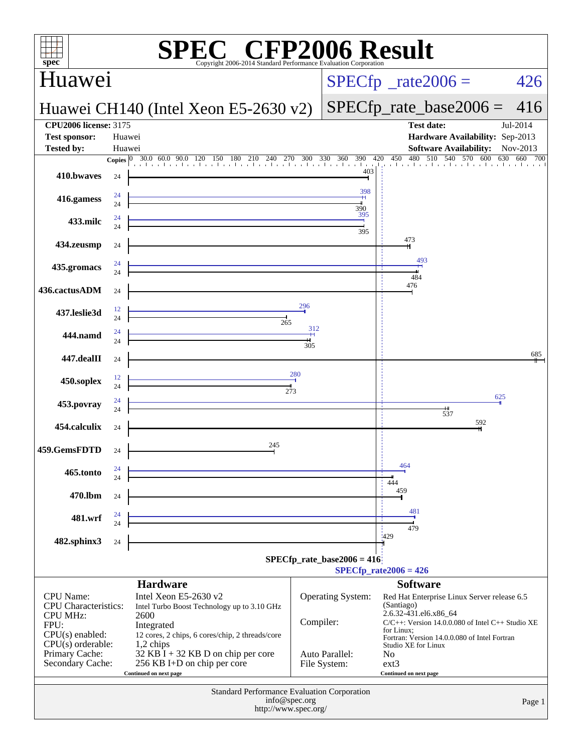# SPEC CFP2006 Result

Copyright 2006-2014 Standard Performance Evaluation Corporation

## Huawei

**Huawei CH140 (Intel Xeon E5-2630 v2)**

SPECfp_rate2006 = 426

SPECfp_rate_base2006 = 416

| | | | |
|---|---|---|---|
| **CPU2006 license:** 3175 | | **Test date:** | Jul-2014 |
| **Test sponsor:** | Huawei | **Hardware Availability:** | Sep-2013 |
| **Tested by:** | Huawei | **Software Availability:** | Nov-2013 |

| Benchmark | Copies (peak) | Peak | Copies (base) | Base |
|---|---|---|---|---|
| 410.bwaves | | | 24 | 403 |
| 416.gamess | 24 | 398 | 24 | 390 |
| 433.milc | 24 | 395 | 24 | 395 |
| 434.zeusmp | | | 24 | 473 |
| 435.gromacs | 24 | 493 | 24 | 484 |
| 436.cactusADM | | | 24 | 476 |
| 437.leslie3d | 12 | 296 | 24 | 265 |
| 444.namd | 24 | 312 | 24 | 305 |
| 447.dealII | | | 24 | 685 |
| 450.soplex | 12 | 280 | 24 | 273 |
| 453.povray | 24 | 625 | 24 | 537 |
| 454.calculix | | | 24 | 592 |
| 459.GemsFDTD | | | 24 | 245 |
| 465.tonto | 24 | 464 | 24 | 444 |
| 470.lbm | | | 24 | 459 |
| 481.wrf | 24 | 481 | 24 | 479 |
| 482.sphinx3 | | | 24 | 429 |

SPECfp_rate_base2006 = 416

SPECfp_rate2006 = 426

## Hardware

| | |
|---|---|
| CPU Name: | Intel Xeon E5-2630 v2 |
| CPU Characteristics: | Intel Turbo Boost Technology up to 3.10 GHz |
| CPU MHz: | 2600 |
| FPU: | Integrated |
| CPU(s) enabled: | 12 cores, 2 chips, 6 cores/chip, 2 threads/core |
| CPU(s) orderable: | 1,2 chips |
| Primary Cache: | 32 KB I + 32 KB D on chip per core |
| Secondary Cache: | 256 KB I+D on chip per core |

Continued on next page

## Software

| | |
|---|---|
| Operating System: | Red Hat Enterprise Linux Server release 6.5 (Santiago) 2.6.32-431.el6.x86_64 |
| Compiler: | C/C++: Version 14.0.0.080 of Intel C++ Studio XE for Linux; Fortran: Version 14.0.0.080 of Intel Fortran Studio XE for Linux |
| Auto Parallel: | No |
| File System: | ext3 |

Continued on next page

Standard Performance Evaluation Corporation
info@spec.org
http://www.spec.org/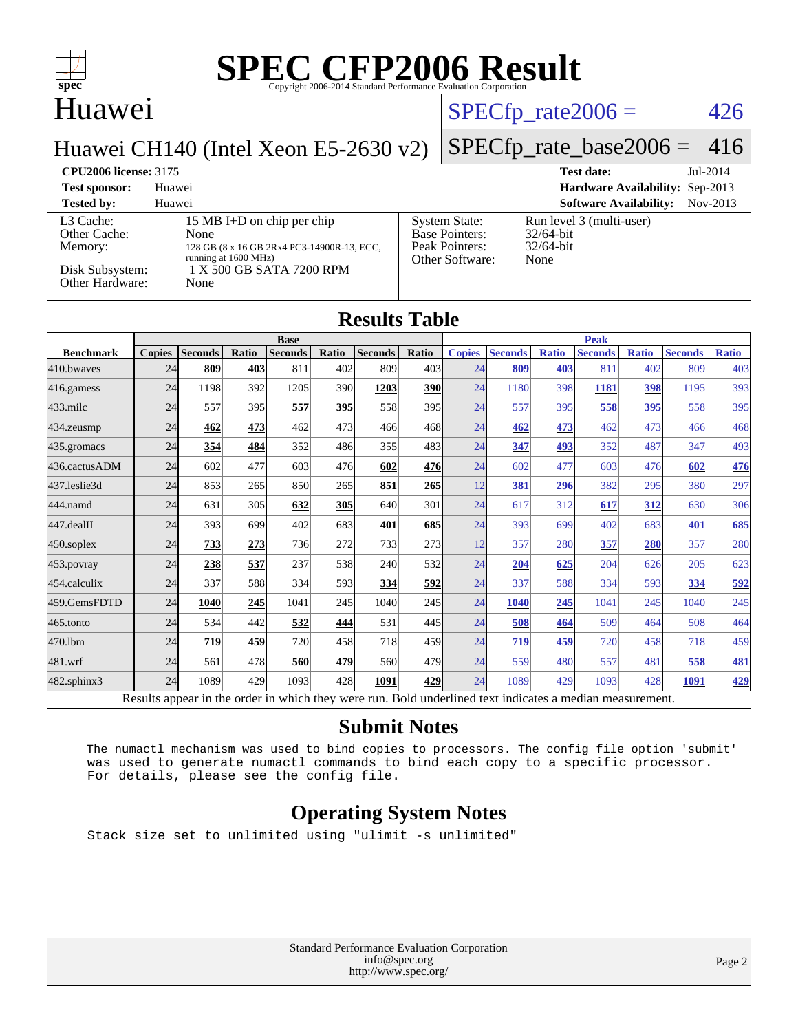# SPEC CFP2006 Result

Copyright 2006-2014 Standard Performance Evaluation Corporation

## Huawei

**Huawei CH140 (Intel Xeon E5-2630 v2)**

SPECfp_rate2006 = 426

SPECfp_rate_base2006 = 416

| | | | |
|---|---|---|---|
| **CPU2006 license:** 3175 | | **Test date:** | Jul-2014 |
| **Test sponsor:** | Huawei | **Hardware Availability:** | Sep-2013 |
| **Tested by:** | Huawei | **Software Availability:** | Nov-2013 |

| | |
|---|---|
| L3 Cache: | 15 MB I+D on chip per chip |
| Other Cache: | None |
| Memory: | 128 GB (8 x 16 GB 2Rx4 PC3-14900R-13, ECC, running at 1600 MHz) |
| Disk Subsystem: | 1 X 500 GB SATA 7200 RPM |
| Other Hardware: | None |

| | |
|---|---|
| System State: | Run level 3 (multi-user) |
| Base Pointers: | 32/64-bit |
| Peak Pointers: | 32/64-bit |
| Other Software: | None |

## Results Table

| | Base | | | | | | | Peak | | | | | | |
|---|---|---|---|---|---|---|---|---|---|---|---|---|---|---|
| **Benchmark** | **Copies** | **Seconds** | **Ratio** | **Seconds** | **Ratio** | **Seconds** | **Ratio** | **Copies** | **Seconds** | **Ratio** | **Seconds** | **Ratio** | **Seconds** | **Ratio** |
| 410.bwaves | 24 | **809** | **403** | 811 | 402 | 809 | 403 | 24 | **809** | **403** | 811 | 402 | 809 | 403 |
| 416.gamess | 24 | 1198 | 392 | 1205 | 390 | **1203** | **390** | 24 | 1180 | 398 | **1181** | **398** | 1195 | 393 |
| 433.milc | 24 | 557 | 395 | **557** | **395** | 558 | 395 | 24 | 557 | 395 | **558** | **395** | 558 | 395 |
| 434.zeusmp | 24 | **462** | **473** | 462 | 473 | 466 | 468 | 24 | **462** | **473** | 462 | 473 | 466 | 468 |
| 435.gromacs | 24 | **354** | **484** | 352 | 486 | 355 | 483 | 24 | **347** | **493** | 352 | 487 | 347 | 493 |
| 436.cactusADM | 24 | 602 | 477 | 603 | 476 | **602** | **476** | 24 | 602 | 477 | 603 | 476 | **602** | **476** |
| 437.leslie3d | 24 | 853 | 265 | 850 | 265 | **851** | **265** | 12 | **381** | **296** | 382 | 295 | 380 | 297 |
| 444.namd | 24 | 631 | 305 | **632** | **305** | 640 | 301 | 24 | 617 | 312 | **617** | **312** | 630 | 306 |
| 447.dealII | 24 | 393 | 699 | 402 | 683 | **401** | **685** | 24 | 393 | 699 | 402 | 683 | **401** | **685** |
| 450.soplex | 24 | **733** | **273** | 736 | 272 | 733 | 273 | 12 | 357 | 280 | **357** | **280** | 357 | 280 |
| 453.povray | 24 | **238** | **537** | 237 | 538 | 240 | 532 | 24 | **204** | **625** | 204 | 626 | 205 | 623 |
| 454.calculix | 24 | 337 | 588 | 334 | 593 | **334** | **592** | 24 | 337 | 588 | 334 | 593 | **334** | **592** |
| 459.GemsFDTD | 24 | **1040** | **245** | 1041 | 245 | 1040 | 245 | 24 | **1040** | **245** | 1041 | 245 | 1040 | 245 |
| 465.tonto | 24 | 534 | 442 | **532** | **444** | 531 | 445 | 24 | **508** | **464** | 509 | 464 | 508 | 464 |
| 470.lbm | 24 | **719** | **459** | 720 | 458 | 718 | 459 | 24 | **719** | **459** | 720 | 458 | 718 | 459 |
| 481.wrf | 24 | 561 | 478 | **560** | **479** | 560 | 479 | 24 | 559 | 480 | 557 | 481 | **558** | **481** |
| 482.sphinx3 | 24 | 1089 | 429 | 1093 | 428 | **1091** | **429** | 24 | 1089 | 429 | 1093 | 428 | **1091** | **429** |

Results appear in the order in which they were run. Bold underlined text indicates a median measurement.

## Submit Notes

```
The numactl mechanism was used to bind copies to processors. The config file option 'submit'
was used to generate numactl commands to bind each copy to a specific processor.
For details, please see the config file.
```

## Operating System Notes

```
Stack size set to unlimited using "ulimit -s unlimited"
```

Standard Performance Evaluation Corporation
info@spec.org
http://www.spec.org/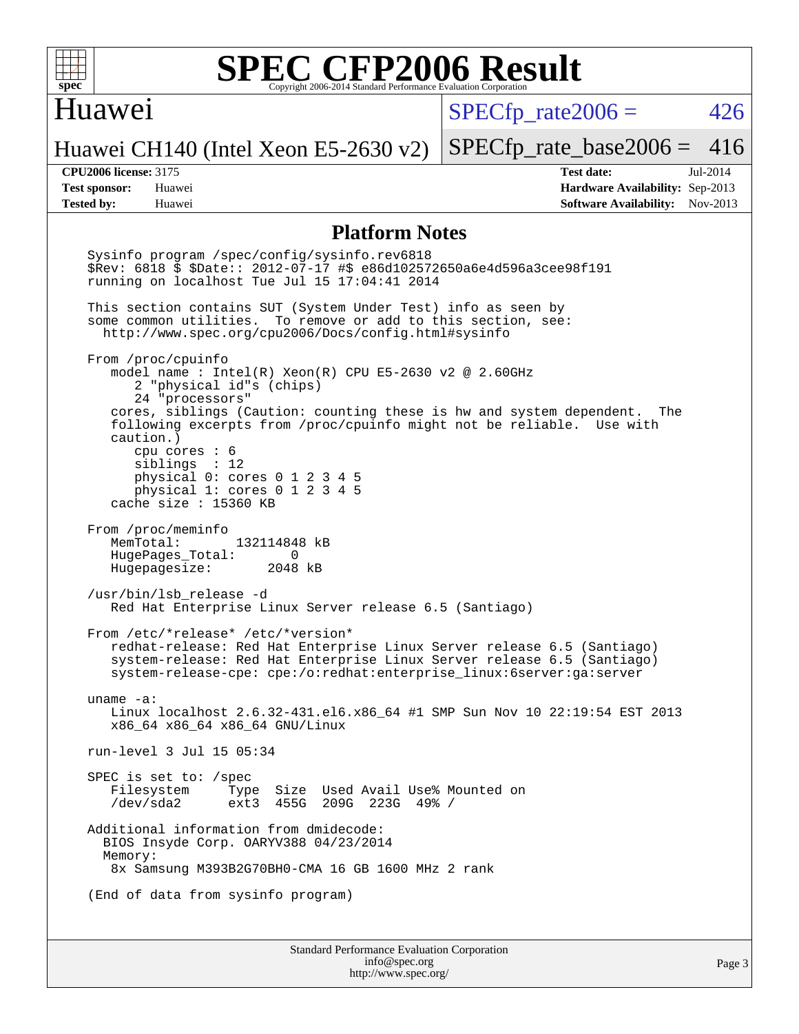# SPEC CFP2006 Result

Copyright 2006-2014 Standard Performance Evaluation Corporation

## Huawei

Huawei CH140 (Intel Xeon E5-2630 v2)

SPECfp_rate2006 = 426

SPECfp_rate_base2006 = 416

**CPU2006 license:** 3175
**Test sponsor:** Huawei
**Tested by:** Huawei

**Test date:** Jul-2014
**Hardware Availability:** Sep-2013
**Software Availability:** Nov-2013

## Platform Notes

```
Sysinfo program /spec/config/sysinfo.rev6818
$Rev: 6818 $ $Date:: 2012-07-17 #$ e86d102572650a6e4d596a3cee98f191
running on localhost Tue Jul 15 17:04:41 2014

This section contains SUT (System Under Test) info as seen by
some common utilities.  To remove or add to this section, see:
  http://www.spec.org/cpu2006/Docs/config.html#sysinfo

From /proc/cpuinfo
   model name : Intel(R) Xeon(R) CPU E5-2630 v2 @ 2.60GHz
      2 "physical id"s (chips)
      24 "processors"
   cores, siblings (Caution: counting these is hw and system dependent.  The
   following excerpts from /proc/cpuinfo might not be reliable.  Use with
   caution.)
      cpu cores : 6
      siblings  : 12
      physical 0: cores 0 1 2 3 4 5
      physical 1: cores 0 1 2 3 4 5
   cache size : 15360 KB

From /proc/meminfo
   MemTotal:       132114848 kB
   HugePages_Total:       0
   Hugepagesize:       2048 kB

/usr/bin/lsb_release -d
   Red Hat Enterprise Linux Server release 6.5 (Santiago)

From /etc/*release* /etc/*version*
   redhat-release: Red Hat Enterprise Linux Server release 6.5 (Santiago)
   system-release: Red Hat Enterprise Linux Server release 6.5 (Santiago)
   system-release-cpe: cpe:/o:redhat:enterprise_linux:6server:ga:server

uname -a:
   Linux localhost 2.6.32-431.el6.x86_64 #1 SMP Sun Nov 10 22:19:54 EST 2013
   x86_64 x86_64 x86_64 GNU/Linux

run-level 3 Jul 15 05:34

SPEC is set to: /spec
   Filesystem     Type  Size  Used Avail Use% Mounted on
   /dev/sda2      ext3  455G  209G  223G  49% /

Additional information from dmidecode:
  BIOS Insyde Corp. OARYV388 04/23/2014
  Memory:
   8x Samsung M393B2G70BH0-CMA 16 GB 1600 MHz 2 rank

(End of data from sysinfo program)
```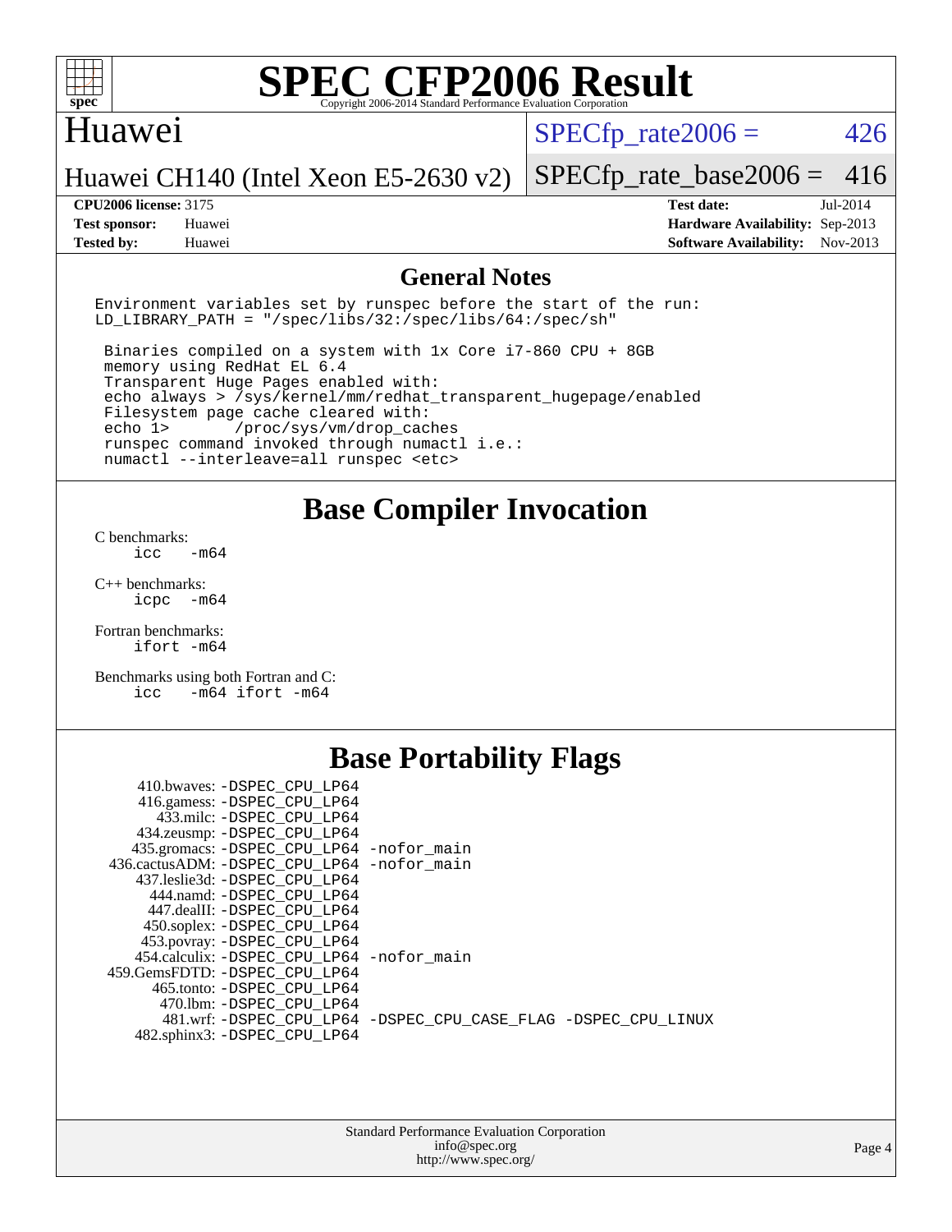# SPEC CFP2006 Result

Copyright 2006-2014 Standard Performance Evaluation Corporation

## Huawei

Huawei CH140 (Intel Xeon E5-2630 v2)

SPECfp_rate2006 = 426

SPECfp_rate_base2006 = 416

**CPU2006 license:** 3175
**Test sponsor:** Huawei
**Tested by:** Huawei

**Test date:** Jul-2014
**Hardware Availability:** Sep-2013
**Software Availability:** Nov-2013

## General Notes

```
Environment variables set by runspec before the start of the run:
LD_LIBRARY_PATH = "/spec/libs/32:/spec/libs/64:/spec/sh"

 Binaries compiled on a system with 1x Core i7-860 CPU + 8GB
 memory using RedHat EL 6.4
 Transparent Huge Pages enabled with:
 echo always > /sys/kernel/mm/redhat_transparent_hugepage/enabled
 Filesystem page cache cleared with:
 echo 1>       /proc/sys/vm/drop_caches
 runspec command invoked through numactl i.e.:
 numactl --interleave=all runspec <etc>
```

## Base Compiler Invocation

C benchmarks:
```
icc   -m64
```

C++ benchmarks:
```
icpc  -m64
```

Fortran benchmarks:
```
ifort -m64
```

Benchmarks using both Fortran and C:
```
icc   -m64 ifort -m64
```

## Base Portability Flags

```
    410.bwaves: -DSPEC_CPU_LP64
    416.gamess: -DSPEC_CPU_LP64
      433.milc: -DSPEC_CPU_LP64
    434.zeusmp: -DSPEC_CPU_LP64
   435.gromacs: -DSPEC_CPU_LP64 -nofor_main
  436.cactusADM: -DSPEC_CPU_LP64 -nofor_main
   437.leslie3d: -DSPEC_CPU_LP64
     444.namd: -DSPEC_CPU_LP64
    447.dealII: -DSPEC_CPU_LP64
    450.soplex: -DSPEC_CPU_LP64
    453.povray: -DSPEC_CPU_LP64
   454.calculix: -DSPEC_CPU_LP64 -nofor_main
  459.GemsFDTD: -DSPEC_CPU_LP64
     465.tonto: -DSPEC_CPU_LP64
      470.lbm: -DSPEC_CPU_LP64
      481.wrf: -DSPEC_CPU_LP64 -DSPEC_CPU_CASE_FLAG -DSPEC_CPU_LINUX
   482.sphinx3: -DSPEC_CPU_LP64
```

Standard Performance Evaluation Corporation
info@spec.org
http://www.spec.org/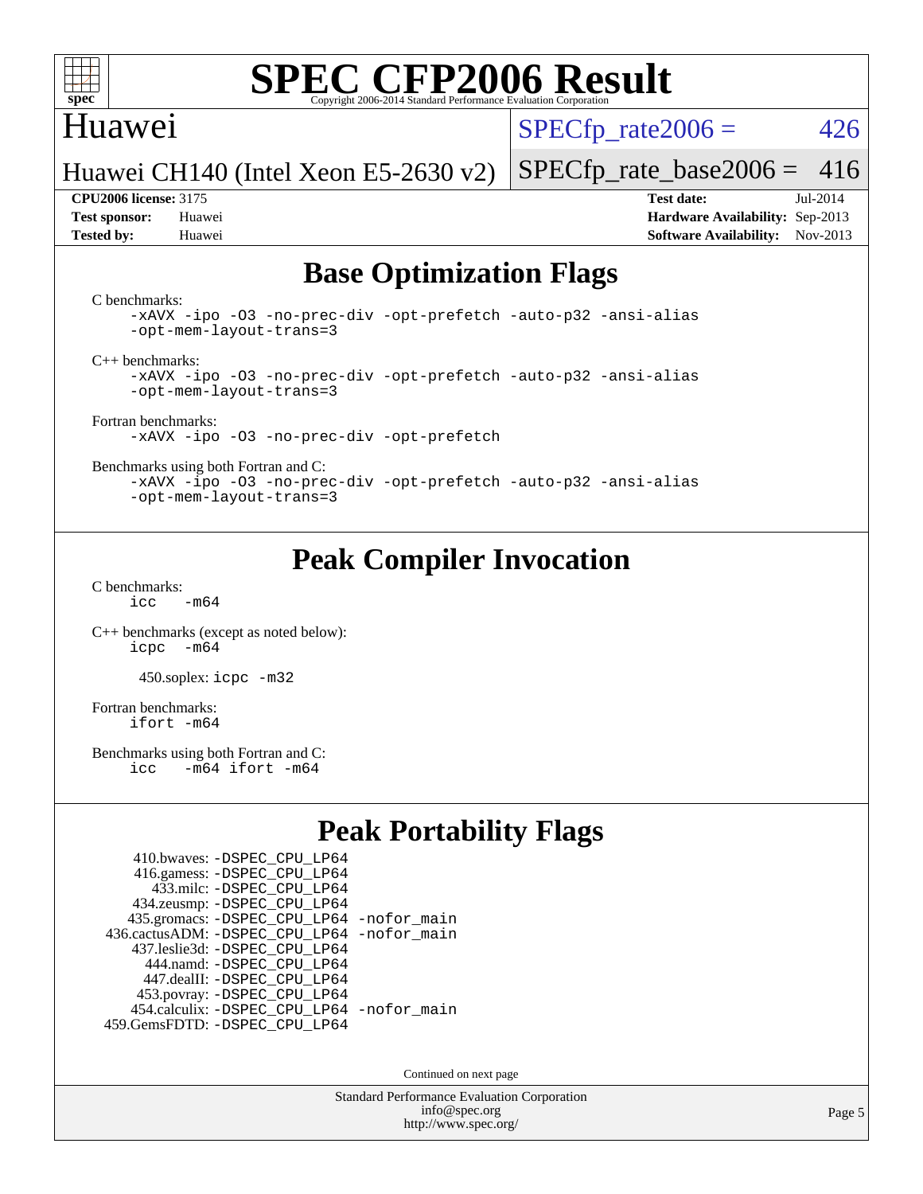# SPEC CFP2006 Result

Copyright 2006-2014 Standard Performance Evaluation Corporation

## Huawei

Huawei CH140 (Intel Xeon E5-2630 v2)

SPECfp_rate2006 = 426

SPECfp_rate_base2006 = 416

**CPU2006 license:** 3175
**Test sponsor:** Huawei
**Tested by:** Huawei

**Test date:** Jul-2014
**Hardware Availability:** Sep-2013
**Software Availability:** Nov-2013

## Base Optimization Flags

C benchmarks:

```
-xAVX -ipo -O3 -no-prec-div -opt-prefetch -auto-p32 -ansi-alias
-opt-mem-layout-trans=3
```

C++ benchmarks:

```
-xAVX -ipo -O3 -no-prec-div -opt-prefetch -auto-p32 -ansi-alias
-opt-mem-layout-trans=3
```

Fortran benchmarks:

```
-xAVX -ipo -O3 -no-prec-div -opt-prefetch
```

Benchmarks using both Fortran and C:

```
-xAVX -ipo -O3 -no-prec-div -opt-prefetch -auto-p32 -ansi-alias
-opt-mem-layout-trans=3
```

## Peak Compiler Invocation

C benchmarks:

```
icc   -m64
```

C++ benchmarks (except as noted below):

```
icpc  -m64
```

450.soplex: `icpc -m32`

Fortran benchmarks:

```
ifort -m64
```

Benchmarks using both Fortran and C:

```
icc   -m64 ifort -m64
```

## Peak Portability Flags

410.bwaves: `-DSPEC_CPU_LP64`
416.gamess: `-DSPEC_CPU_LP64`
433.milc: `-DSPEC_CPU_LP64`
434.zeusmp: `-DSPEC_CPU_LP64`
435.gromacs: `-DSPEC_CPU_LP64 -nofor_main`
436.cactusADM: `-DSPEC_CPU_LP64 -nofor_main`
437.leslie3d: `-DSPEC_CPU_LP64`
444.namd: `-DSPEC_CPU_LP64`
447.dealII: `-DSPEC_CPU_LP64`
453.povray: `-DSPEC_CPU_LP64`
454.calculix: `-DSPEC_CPU_LP64 -nofor_main`
459.GemsFDTD: `-DSPEC_CPU_LP64`

Continued on next page

Standard Performance Evaluation Corporation
info@spec.org
http://www.spec.org/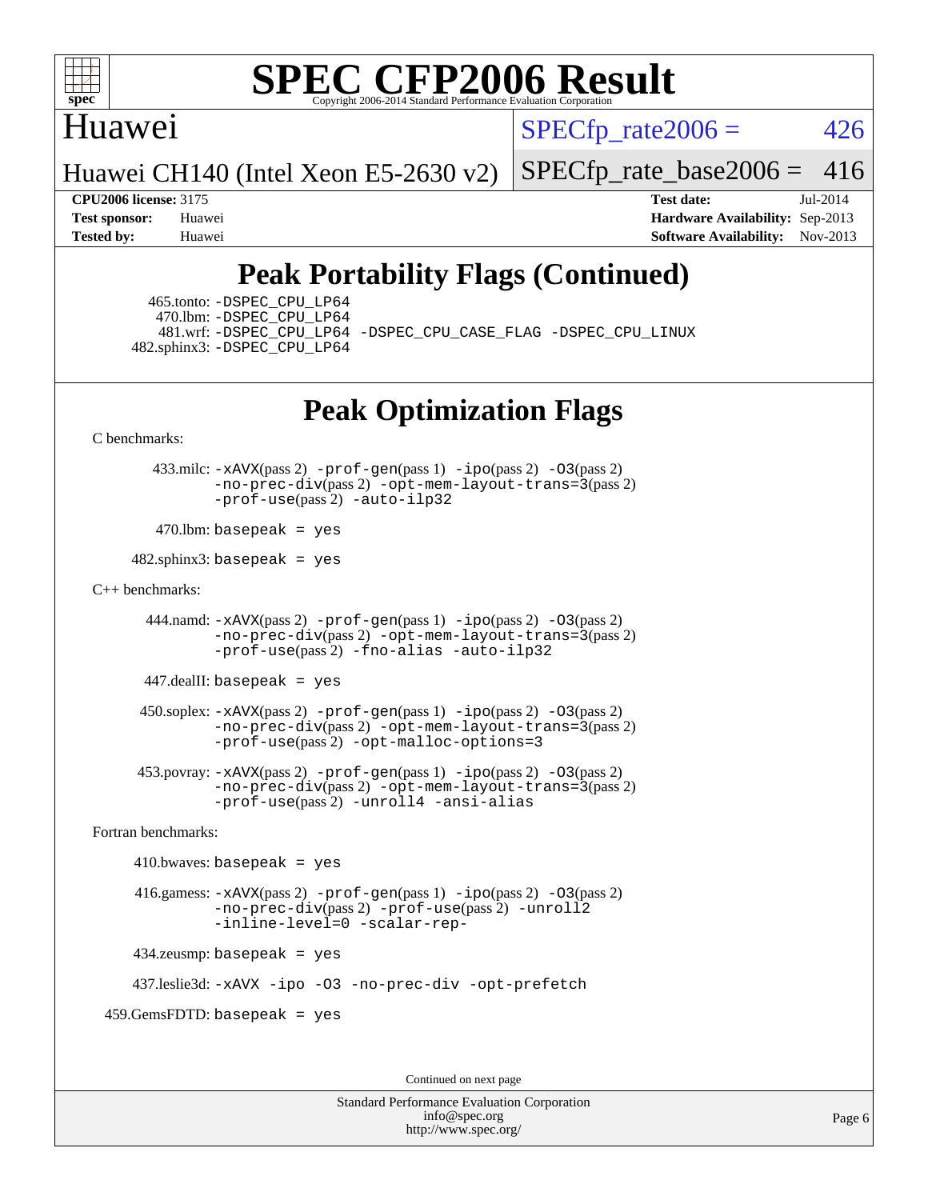## Peak Portability Flags (Continued)

465.tonto: -DSPEC_CPU_LP64
470.lbm: -DSPEC_CPU_LP64
481.wrf: -DSPEC_CPU_LP64 -DSPEC_CPU_CASE_FLAG -DSPEC_CPU_LINUX
482.sphinx3: -DSPEC_CPU_LP64

## Peak Optimization Flags

C benchmarks:

433.milc: -xAVX(pass 2) -prof-gen(pass 1) -ipo(pass 2) -O3(pass 2) -no-prec-div(pass 2) -opt-mem-layout-trans=3(pass 2) -prof-use(pass 2) -auto-ilp32

470.lbm: basepeak = yes

482.sphinx3: basepeak = yes

C++ benchmarks:

444.namd: -xAVX(pass 2) -prof-gen(pass 1) -ipo(pass 2) -O3(pass 2) -no-prec-div(pass 2) -opt-mem-layout-trans=3(pass 2) -prof-use(pass 2) -fno-alias -auto-ilp32

447.dealII: basepeak = yes

450.soplex: -xAVX(pass 2) -prof-gen(pass 1) -ipo(pass 2) -O3(pass 2) -no-prec-div(pass 2) -opt-mem-layout-trans=3(pass 2) -prof-use(pass 2) -opt-malloc-options=3

453.povray: -xAVX(pass 2) -prof-gen(pass 1) -ipo(pass 2) -O3(pass 2) -no-prec-div(pass 2) -opt-mem-layout-trans=3(pass 2) -prof-use(pass 2) -unroll4 -ansi-alias

Fortran benchmarks:

410.bwaves: basepeak = yes

416.gamess: -xAVX(pass 2) -prof-gen(pass 1) -ipo(pass 2) -O3(pass 2) -no-prec-div(pass 2) -prof-use(pass 2) -unroll2 -inline-level=0 -scalar-rep-

434.zeusmp: basepeak = yes

437.leslie3d: -xAVX -ipo -O3 -no-prec-div -opt-prefetch

459.GemsFDTD: basepeak = yes

Continued on next page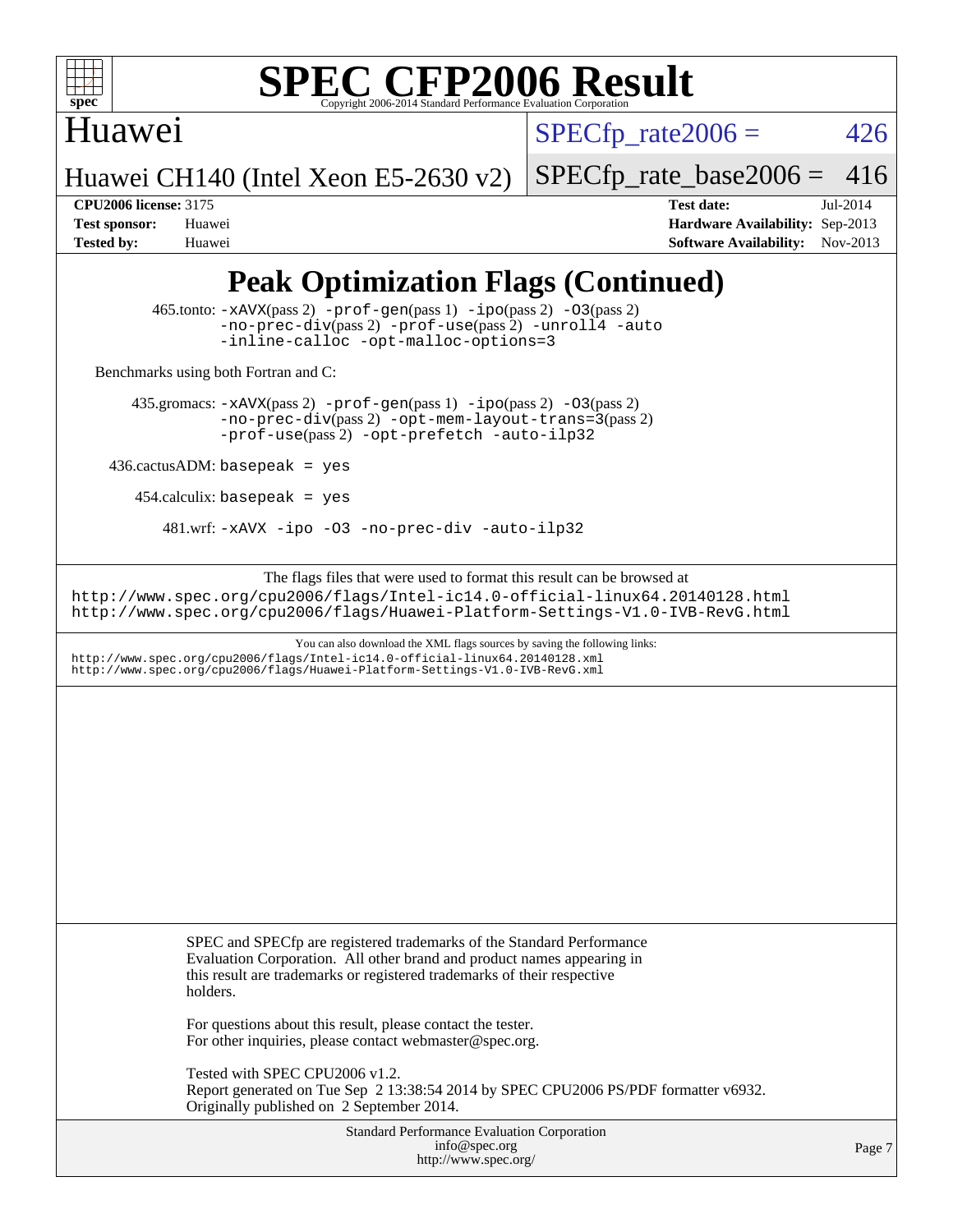# Peak Optimization Flags (Continued)

465.tonto: -xAVX(pass 2) -prof-gen(pass 1) -ipo(pass 2) -O3(pass 2) -no-prec-div(pass 2) -prof-use(pass 2) -unroll4 -auto -inline-calloc -opt-malloc-options=3

Benchmarks using both Fortran and C:

435.gromacs: -xAVX(pass 2) -prof-gen(pass 1) -ipo(pass 2) -O3(pass 2) -no-prec-div(pass 2) -opt-mem-layout-trans=3(pass 2) -prof-use(pass 2) -opt-prefetch -auto-ilp32

436.cactusADM: basepeak = yes

454.calculix: basepeak = yes

481.wrf: -xAVX -ipo -O3 -no-prec-div -auto-ilp32

The flags files that were used to format this result can be browsed at
http://www.spec.org/cpu2006/flags/Intel-ic14.0-official-linux64.20140128.html
http://www.spec.org/cpu2006/flags/Huawei-Platform-Settings-V1.0-IVB-RevG.html

You can also download the XML flags sources by saving the following links:
http://www.spec.org/cpu2006/flags/Intel-ic14.0-official-linux64.20140128.xml
http://www.spec.org/cpu2006/flags/Huawei-Platform-Settings-V1.0-IVB-RevG.xml

SPEC and SPECfp are registered trademarks of the Standard Performance Evaluation Corporation. All other brand and product names appearing in this result are trademarks or registered trademarks of their respective holders.

For questions about this result, please contact the tester.
For other inquiries, please contact webmaster@spec.org.

Tested with SPEC CPU2006 v1.2.
Report generated on Tue Sep 2 13:38:54 2014 by SPEC CPU2006 PS/PDF formatter v6932.
Originally published on 2 September 2014.